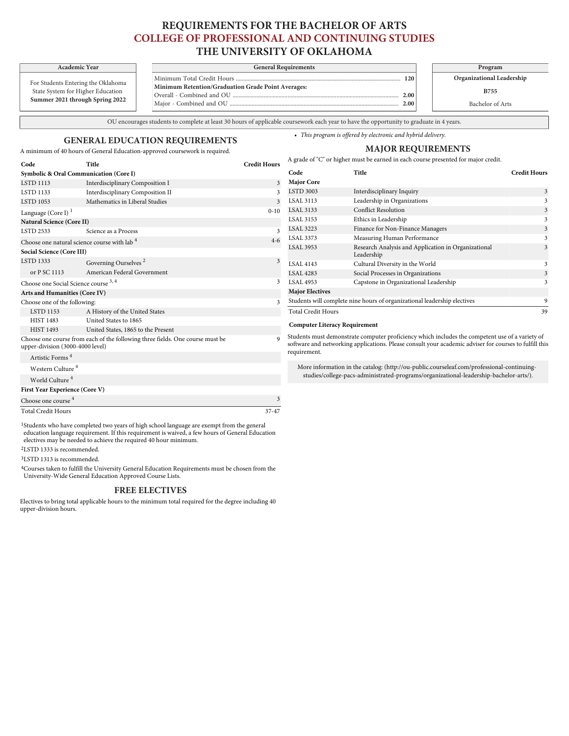# REQUIREMENTS FOR THE BACHELOR OF ARTS
# COLLEGE OF PROFESSIONAL AND CONTINUING STUDIES
# THE UNIVERSITY OF OKLAHOMA

| Academic Year |
| --- |
| For Students Entering the Oklahoma State System for Higher Education **Summer 2021 through Spring 2022** |

| General Requirements | |
| --- | --- |
| Minimum Total Credit Hours | **120** |
| **Minimum Retention/Graduation Grade Point Averages:** | |
| Overall - Combined and OU | **2.00** |
| Major - Combined and OU | **2.00** |

| Program |
| --- |
| **Organizational Leadership** |
| **B755** |
| Bachelor of Arts |

OU encourages students to complete at least 30 hours of applicable coursework each year to have the opportunity to graduate in 4 years.

## GENERAL EDUCATION REQUIREMENTS

A minimum of 40 hours of General Education-approved coursework is required.

| Code | Title | Credit Hours |
| --- | --- | --- |
| **Symbolic & Oral Communication (Core I)** | | |
| LSTD 1113 | Interdisciplinary Composition I | 3 |
| LSTD 1133 | Interdisciplinary Composition II | 3 |
| LSTD 1053 | Mathematics in Liberal Studies | 3 |
| Language (Core I) [1] | | 0-10 |
| **Natural Science (Core II)** | | |
| LSTD 2533 | Science as a Process | 3 |
| Choose one natural science course with lab [4] | | 4-6 |
| **Social Science (Core III)** | | |
| LSTD 1333 | Governing Ourselves [2] | 3 |
| or P SC 1113 | American Federal Government | |
| Choose one Social Science course [3, 4] | | 3 |
| **Arts and Humanities (Core IV)** | | |
| Choose one of the following: | | 3 |
| LSTD 1153 | A History of the United States | |
| HIST 1483 | United States to 1865 | |
| HIST 1493 | United States, 1865 to the Present | |
| Choose one course from each of the following three fields. One course must be upper-division (3000-4000 level) | | 9 |
| Artistic Forms [4] | | |
| Western Culture [4] | | |
| World Culture [4] | | |
| **First Year Experience (Core V)** | | |
| Choose one course [4] | | 3 |
| Total Credit Hours | | 37-47 |

[1]Students who have completed two years of high school language are exempt from the general education language requirement. If this requirement is waived, a few hours of General Education electives may be needed to achieve the required 40 hour minimum.

[2]LSTD 1333 is recommended.

[3]LSTD 1313 is recommended.

[4]Courses taken to fulfill the University General Education Requirements must be chosen from the University-Wide General Education Approved Course Lists.

## FREE ELECTIVES

Electives to bring total applicable hours to the minimum total required for the degree including 40 upper-division hours.

- *This program is offered by electronic and hybrid delivery.*

## MAJOR REQUIREMENTS

A grade of "C" or higher must be earned in each course presented for major credit.

| Code | Title | Credit Hours |
| --- | --- | --- |
| **Major Core** | | |
| LSTD 3003 | Interdisciplinary Inquiry | 3 |
| LSAL 3113 | Leadership in Organizations | 3 |
| LSAL 3133 | Conflict Resolution | 3 |
| LSAL 3153 | Ethics in Leadership | 3 |
| LSAL 3223 | Finance for Non-Finance Managers | 3 |
| LSAL 3373 | Measuring Human Performance | 3 |
| LSAL 3953 | Research Analysis and Application in Organizational Leadership | 3 |
| LSAL 4143 | Cultural Diversity in the World | 3 |
| LSAL 4283 | Social Processes in Organizations | 3 |
| LSAL 4953 | Capstone in Organizational Leadership | 3 |
| **Major Electives** | | |
| Students will complete nine hours of organizational leadership electives | | 9 |
| Total Credit Hours | | 39 |

**Computer Literacy Requirement**

Students must demonstrate computer proficiency which includes the competent use of a variety of software and networking applications. Please consult your academic adviser for courses to fulfill this requirement.

More information in the catalog: (http://ou-public.courseleaf.com/professional-continuing-studies/college-pacs-administrated-programs/organizational-leadership-bachelor-arts/).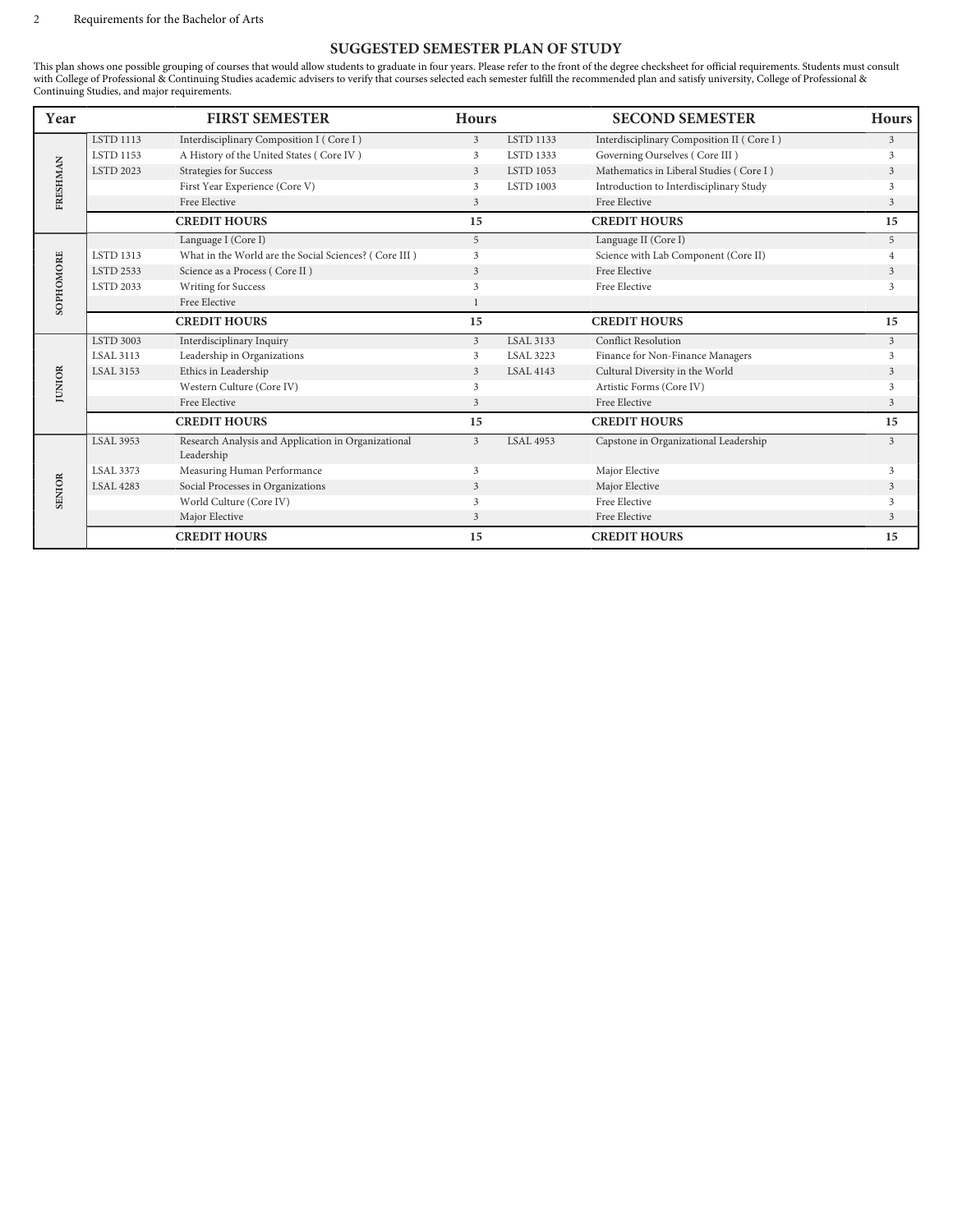## SUGGESTED SEMESTER PLAN OF STUDY

This plan shows one possible grouping of courses that would allow students to graduate in four years. Please refer to the front of the degree checksheet for official requirements. Students must consult with College of Professional & Continuing Studies academic advisers to verify that courses selected each semester fulfill the recommended plan and satisfy university, College of Professional & Continuing Studies, and major requirements.

| Year | | FIRST SEMESTER | Hours | | SECOND SEMESTER | Hours |
|---|---|---|---|---|---|---|
| FRESHMAN | LSTD 1113 | Interdisciplinary Composition I ( Core I ) | 3 | LSTD 1133 | Interdisciplinary Composition II ( Core I ) | 3 |
| | LSTD 1153 | A History of the United States ( Core IV ) | 3 | LSTD 1333 | Governing Ourselves ( Core III ) | 3 |
| | LSTD 2023 | Strategies for Success | 3 | LSTD 1053 | Mathematics in Liberal Studies ( Core I ) | 3 |
| | | First Year Experience (Core V) | 3 | LSTD 1003 | Introduction to Interdisciplinary Study | 3 |
| | | Free Elective | 3 | | Free Elective | 3 |
| | | **CREDIT HOURS** | **15** | | **CREDIT HOURS** | **15** |
| SOPHOMORE | | Language I (Core I) | 5 | | Language II (Core I) | 5 |
| | LSTD 1313 | What in the World are the Social Sciences? ( Core III ) | 3 | | Science with Lab Component (Core II) | 4 |
| | LSTD 2533 | Science as a Process ( Core II ) | 3 | | Free Elective | 3 |
| | LSTD 2033 | Writing for Success | 3 | | Free Elective | 3 |
| | | Free Elective | 1 | | | |
| | | **CREDIT HOURS** | **15** | | **CREDIT HOURS** | **15** |
| JUNIOR | LSTD 3003 | Interdisciplinary Inquiry | 3 | LSAL 3133 | Conflict Resolution | 3 |
| | LSAL 3113 | Leadership in Organizations | 3 | LSAL 3223 | Finance for Non-Finance Managers | 3 |
| | LSAL 3153 | Ethics in Leadership | 3 | LSAL 4143 | Cultural Diversity in the World | 3 |
| | | Western Culture (Core IV) | 3 | | Artistic Forms (Core IV) | 3 |
| | | Free Elective | 3 | | Free Elective | 3 |
| | | **CREDIT HOURS** | **15** | | **CREDIT HOURS** | **15** |
| SENIOR | LSAL 3953 | Research Analysis and Application in Organizational Leadership | 3 | LSAL 4953 | Capstone in Organizational Leadership | 3 |
| | LSAL 3373 | Measuring Human Performance | 3 | | Major Elective | 3 |
| | LSAL 4283 | Social Processes in Organizations | 3 | | Major Elective | 3 |
| | | World Culture (Core IV) | 3 | | Free Elective | 3 |
| | | Major Elective | 3 | | Free Elective | 3 |
| | | **CREDIT HOURS** | **15** | | **CREDIT HOURS** | **15** |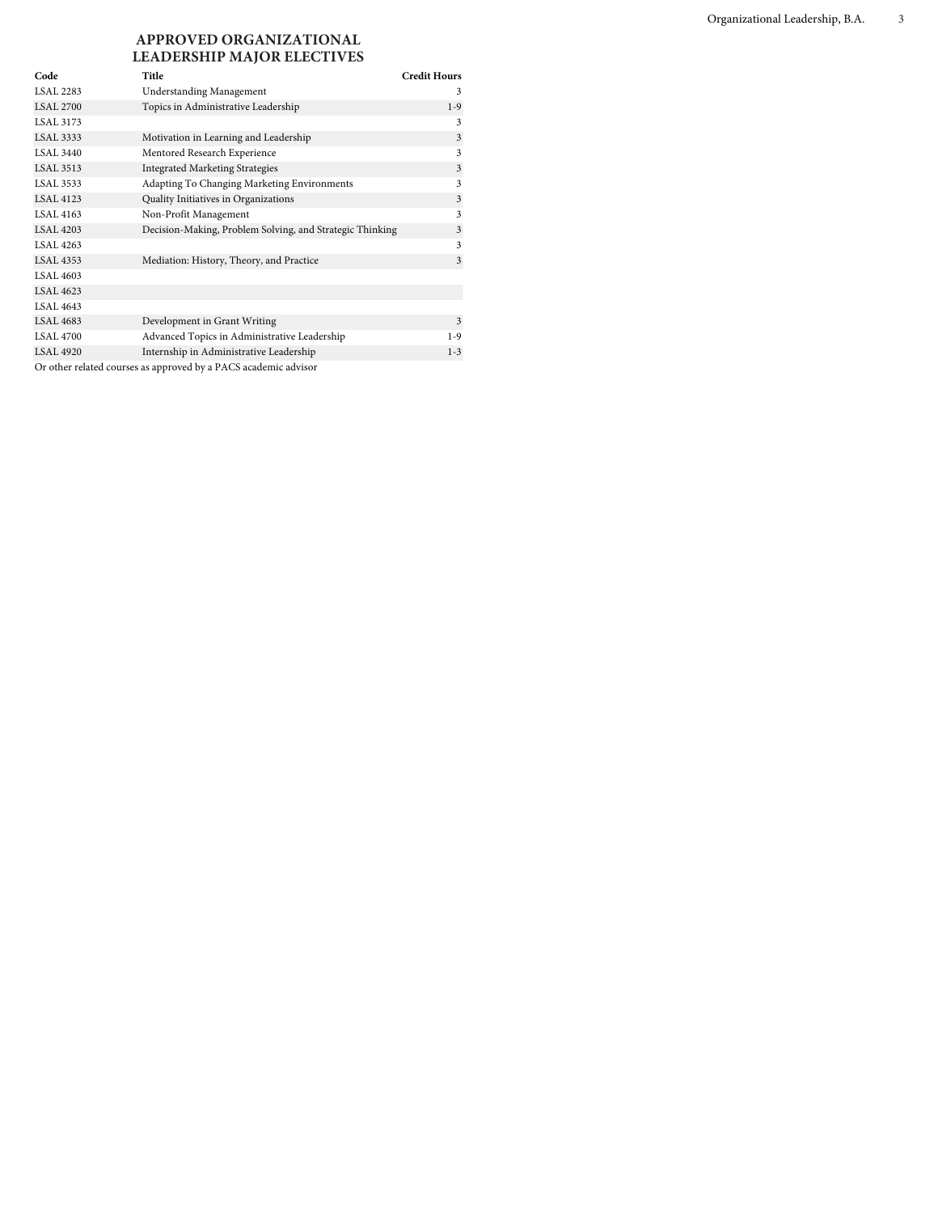## APPROVED ORGANIZATIONAL LEADERSHIP MAJOR ELECTIVES

| Code | Title | Credit Hours |
|---|---|---|
| LSAL 2283 | Understanding Management | 3 |
| LSAL 2700 | Topics in Administrative Leadership | 1-9 |
| LSAL 3173 | | 3 |
| LSAL 3333 | Motivation in Learning and Leadership | 3 |
| LSAL 3440 | Mentored Research Experience | 3 |
| LSAL 3513 | Integrated Marketing Strategies | 3 |
| LSAL 3533 | Adapting To Changing Marketing Environments | 3 |
| LSAL 4123 | Quality Initiatives in Organizations | 3 |
| LSAL 4163 | Non-Profit Management | 3 |
| LSAL 4203 | Decision-Making, Problem Solving, and Strategic Thinking | 3 |
| LSAL 4263 | | 3 |
| LSAL 4353 | Mediation: History, Theory, and Practice | 3 |
| LSAL 4603 | | |
| LSAL 4623 | | |
| LSAL 4643 | | |
| LSAL 4683 | Development in Grant Writing | 3 |
| LSAL 4700 | Advanced Topics in Administrative Leadership | 1-9 |
| LSAL 4920 | Internship in Administrative Leadership | 1-3 |
| Or other related courses as approved by a PACS academic advisor | | |